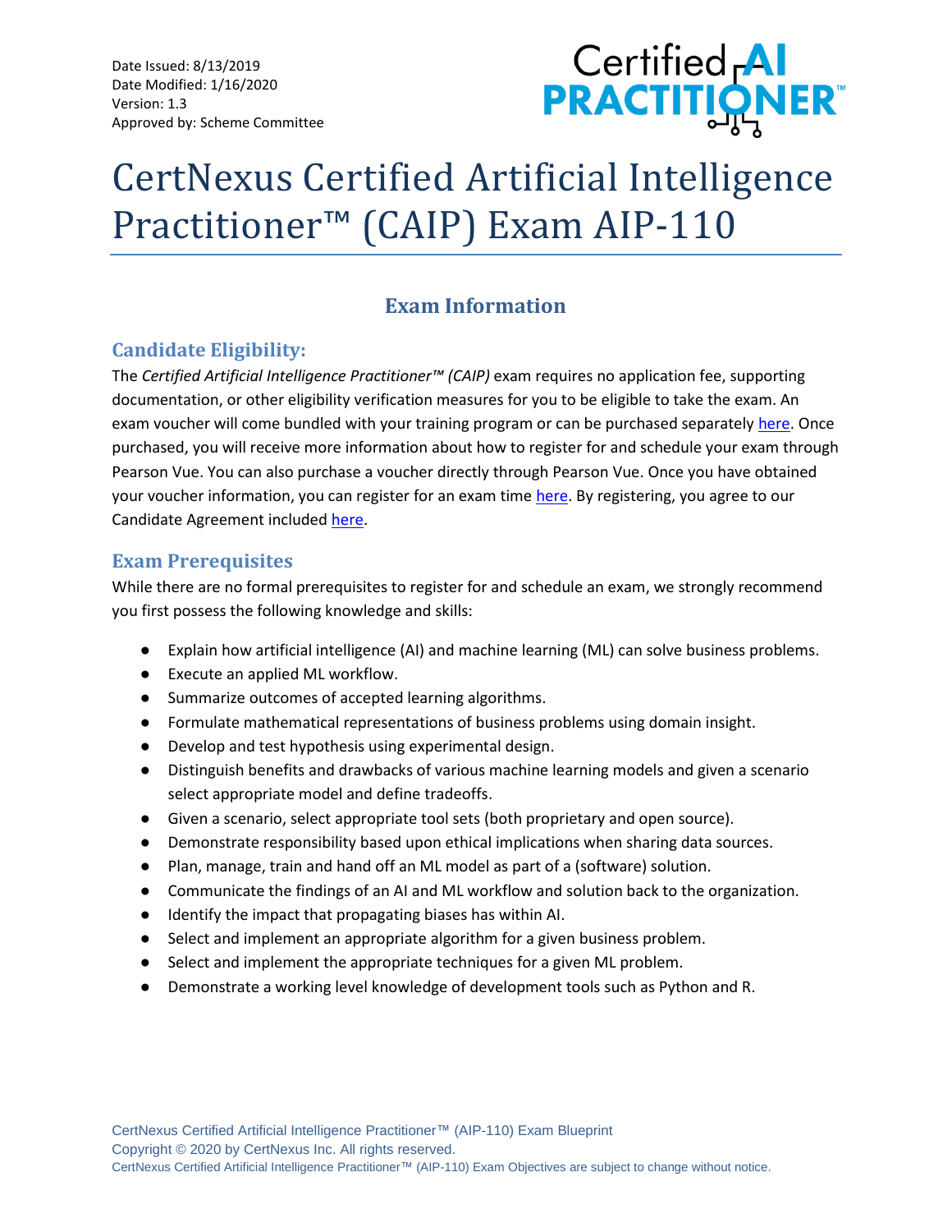Date Issued: 8/13/2019
Date Modified: 1/16/2020
Version: 1.3
Approved by: Scheme Committee

Certified AI PRACTITIONER™

# CertNexus Certified Artificial Intelligence Practitioner™ (CAIP) Exam AIP-110

## Exam Information

### Candidate Eligibility:

The *Certified Artificial Intelligence Practitioner™ (CAIP)* exam requires no application fee, supporting documentation, or other eligibility verification measures for you to be eligible to take the exam. An exam voucher will come bundled with your training program or can be purchased separately here. Once purchased, you will receive more information about how to register for and schedule your exam through Pearson Vue. You can also purchase a voucher directly through Pearson Vue. Once you have obtained your voucher information, you can register for an exam time here. By registering, you agree to our Candidate Agreement included here.

### Exam Prerequisites

While there are no formal prerequisites to register for and schedule an exam, we strongly recommend you first possess the following knowledge and skills:

- Explain how artificial intelligence (AI) and machine learning (ML) can solve business problems.
- Execute an applied ML workflow.
- Summarize outcomes of accepted learning algorithms.
- Formulate mathematical representations of business problems using domain insight.
- Develop and test hypothesis using experimental design.
- Distinguish benefits and drawbacks of various machine learning models and given a scenario select appropriate model and define tradeoffs.
- Given a scenario, select appropriate tool sets (both proprietary and open source).
- Demonstrate responsibility based upon ethical implications when sharing data sources.
- Plan, manage, train and hand off an ML model as part of a (software) solution.
- Communicate the findings of an AI and ML workflow and solution back to the organization.
- Identify the impact that propagating biases has within AI.
- Select and implement an appropriate algorithm for a given business problem.
- Select and implement the appropriate techniques for a given ML problem.
- Demonstrate a working level knowledge of development tools such as Python and R.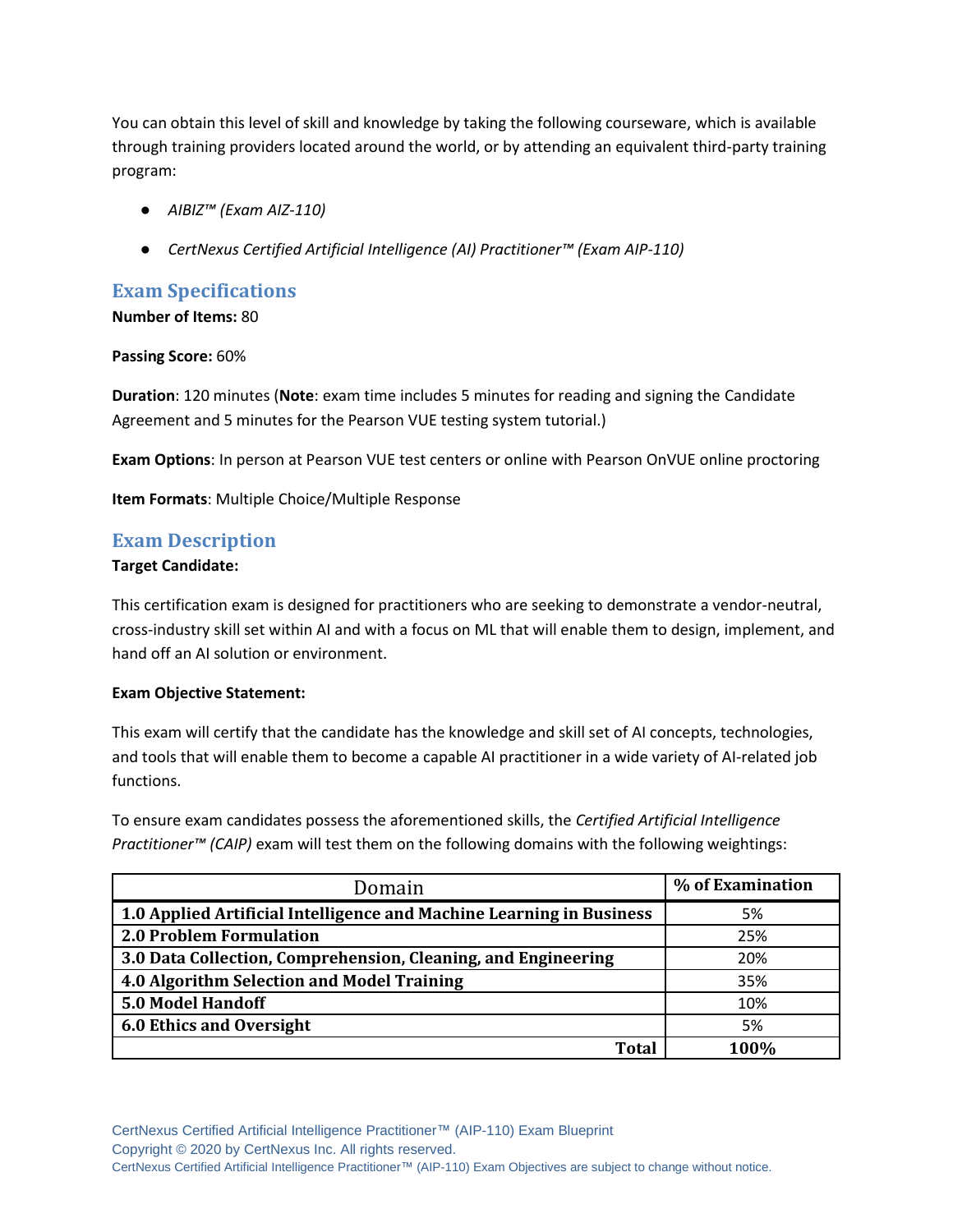You can obtain this level of skill and knowledge by taking the following courseware, which is available through training providers located around the world, or by attending an equivalent third-party training program:

- *AIBIZ™ (Exam AIZ-110)*
- *CertNexus Certified Artificial Intelligence (AI) Practitioner™ (Exam AIP-110)*

## Exam Specifications

**Number of Items:** 80

**Passing Score:** 60%

**Duration**: 120 minutes (**Note**: exam time includes 5 minutes for reading and signing the Candidate Agreement and 5 minutes for the Pearson VUE testing system tutorial.)

**Exam Options**: In person at Pearson VUE test centers or online with Pearson OnVUE online proctoring

**Item Formats**: Multiple Choice/Multiple Response

## Exam Description

**Target Candidate:**

This certification exam is designed for practitioners who are seeking to demonstrate a vendor-neutral, cross-industry skill set within AI and with a focus on ML that will enable them to design, implement, and hand off an AI solution or environment.

**Exam Objective Statement:**

This exam will certify that the candidate has the knowledge and skill set of AI concepts, technologies, and tools that will enable them to become a capable AI practitioner in a wide variety of AI-related job functions.

To ensure exam candidates possess the aforementioned skills, the *Certified Artificial Intelligence Practitioner™ (CAIP)* exam will test them on the following domains with the following weightings:

| Domain | % of Examination |
|---|---|
| **1.0 Applied Artificial Intelligence and Machine Learning in Business** | 5% |
| **2.0 Problem Formulation** | 25% |
| **3.0 Data Collection, Comprehension, Cleaning, and Engineering** | 20% |
| **4.0 Algorithm Selection and Model Training** | 35% |
| **5.0 Model Handoff** | 10% |
| **6.0 Ethics and Oversight** | 5% |
| **Total** | **100%** |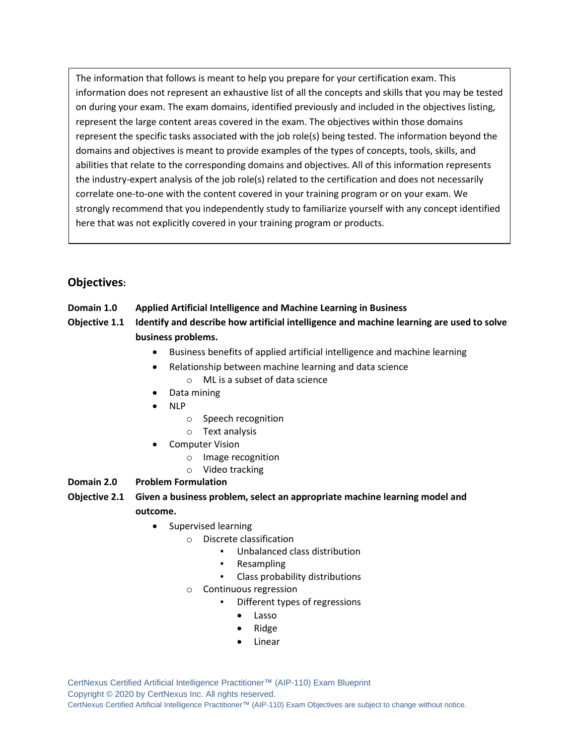> The information that follows is meant to help you prepare for your certification exam. This information does not represent an exhaustive list of all the concepts and skills that you may be tested on during your exam. The exam domains, identified previously and included in the objectives listing, represent the large content areas covered in the exam. The objectives within those domains represent the specific tasks associated with the job role(s) being tested. The information beyond the domains and objectives is meant to provide examples of the types of concepts, tools, skills, and abilities that relate to the corresponding domains and objectives. All of this information represents the industry-expert analysis of the job role(s) related to the certification and does not necessarily correlate one-to-one with the content covered in your training program or on your exam. We strongly recommend that you independently study to familiarize yourself with any concept identified here that was not explicitly covered in your training program or products.

## Objectives:

**Domain 1.0 Applied Artificial Intelligence and Machine Learning in Business**

**Objective 1.1 Identify and describe how artificial intelligence and machine learning are used to solve business problems.**

- Business benefits of applied artificial intelligence and machine learning
- Relationship between machine learning and data science
    - ML is a subset of data science
- Data mining
- NLP
    - Speech recognition
    - Text analysis
- Computer Vision
    - Image recognition
    - Video tracking

**Domain 2.0 Problem Formulation**

**Objective 2.1 Given a business problem, select an appropriate machine learning model and outcome.**

- Supervised learning
    - Discrete classification
        - Unbalanced class distribution
        - Resampling
        - Class probability distributions
    - Continuous regression
        - Different types of regressions
            - Lasso
            - Ridge
            - Linear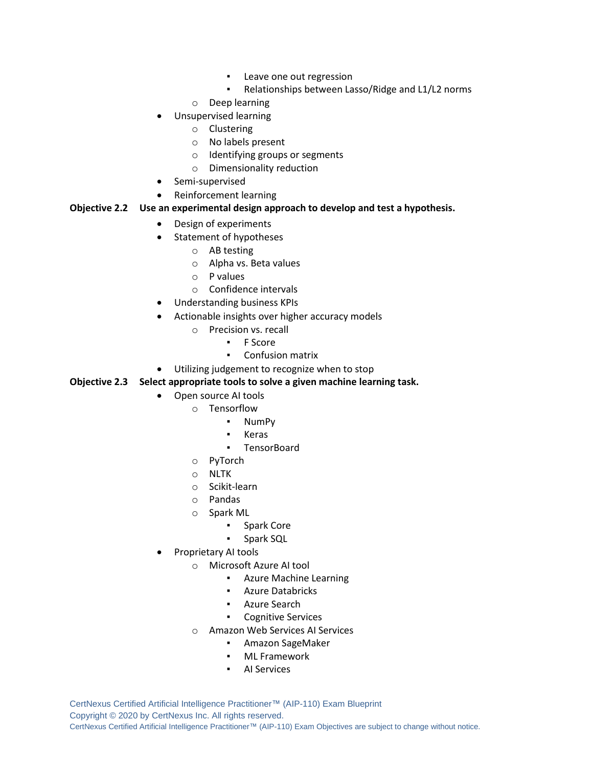- Leave one out regression
        - Relationships between Lasso/Ridge and L1/L2 norms
    - Deep learning
- Unsupervised learning
    - Clustering
    - No labels present
    - Identifying groups or segments
    - Dimensionality reduction
- Semi-supervised
- Reinforcement learning

**Objective 2.2 Use an experimental design approach to develop and test a hypothesis.**

- Design of experiments
- Statement of hypotheses
    - AB testing
    - Alpha vs. Beta values
    - P values
    - Confidence intervals
- Understanding business KPIs
- Actionable insights over higher accuracy models
    - Precision vs. recall
        - F Score
        - Confusion matrix
- Utilizing judgement to recognize when to stop

**Objective 2.3 Select appropriate tools to solve a given machine learning task.**

- Open source AI tools
    - Tensorflow
        - NumPy
        - Keras
        - TensorBoard
    - PyTorch
    - NLTK
    - Scikit-learn
    - Pandas
    - Spark ML
        - Spark Core
        - Spark SQL
- Proprietary AI tools
    - Microsoft Azure AI tool
        - Azure Machine Learning
        - Azure Databricks
        - Azure Search
        - Cognitive Services
    - Amazon Web Services AI Services
        - Amazon SageMaker
        - ML Framework
        - AI Services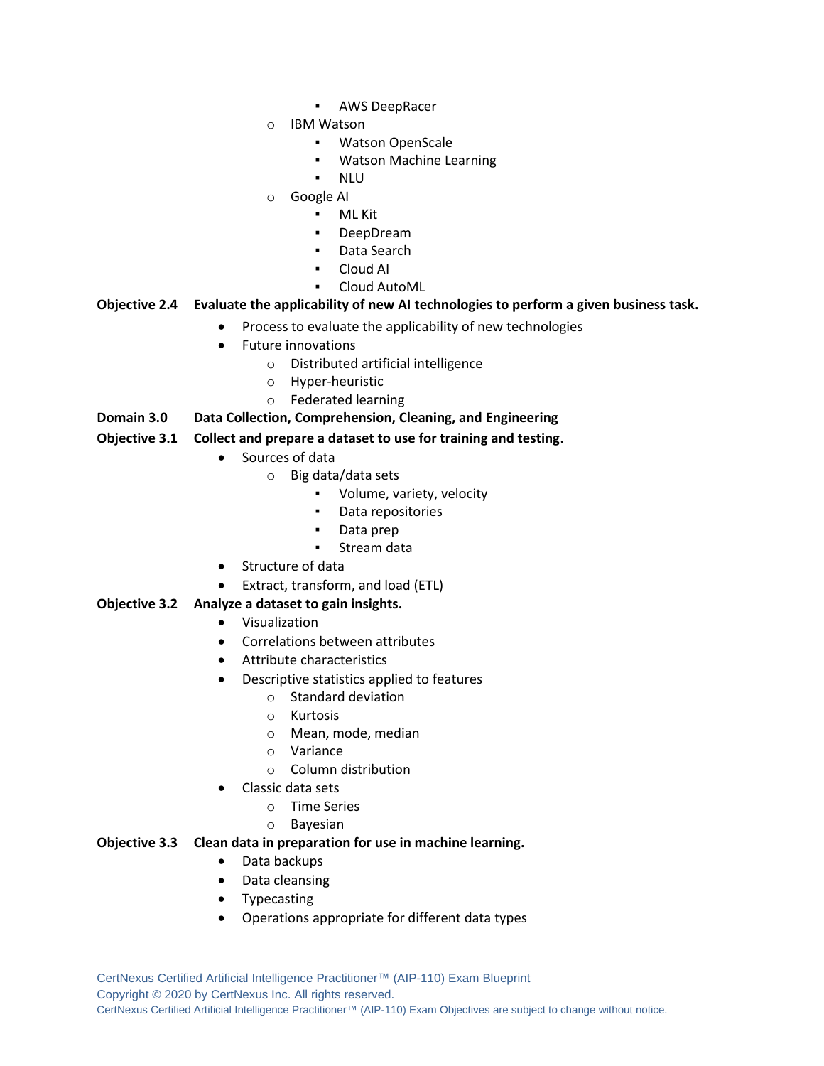- AWS DeepRacer
    - IBM Watson
        - Watson OpenScale
        - Watson Machine Learning
        - NLU
    - Google AI
        - ML Kit
        - DeepDream
        - Data Search
        - Cloud AI
        - Cloud AutoML

**Objective 2.4 Evaluate the applicability of new AI technologies to perform a given business task.**

- Process to evaluate the applicability of new technologies
- Future innovations
    - Distributed artificial intelligence
    - Hyper-heuristic
    - Federated learning

**Domain 3.0 Data Collection, Comprehension, Cleaning, and Engineering**

**Objective 3.1 Collect and prepare a dataset to use for training and testing.**

- Sources of data
    - Big data/data sets
        - Volume, variety, velocity
        - Data repositories
        - Data prep
        - Stream data
- Structure of data
- Extract, transform, and load (ETL)

**Objective 3.2 Analyze a dataset to gain insights.**

- Visualization
- Correlations between attributes
- Attribute characteristics
- Descriptive statistics applied to features
    - Standard deviation
    - Kurtosis
    - Mean, mode, median
    - Variance
    - Column distribution
- Classic data sets
    - Time Series
    - Bayesian

**Objective 3.3 Clean data in preparation for use in machine learning.**

- Data backups
- Data cleansing
- Typecasting
- Operations appropriate for different data types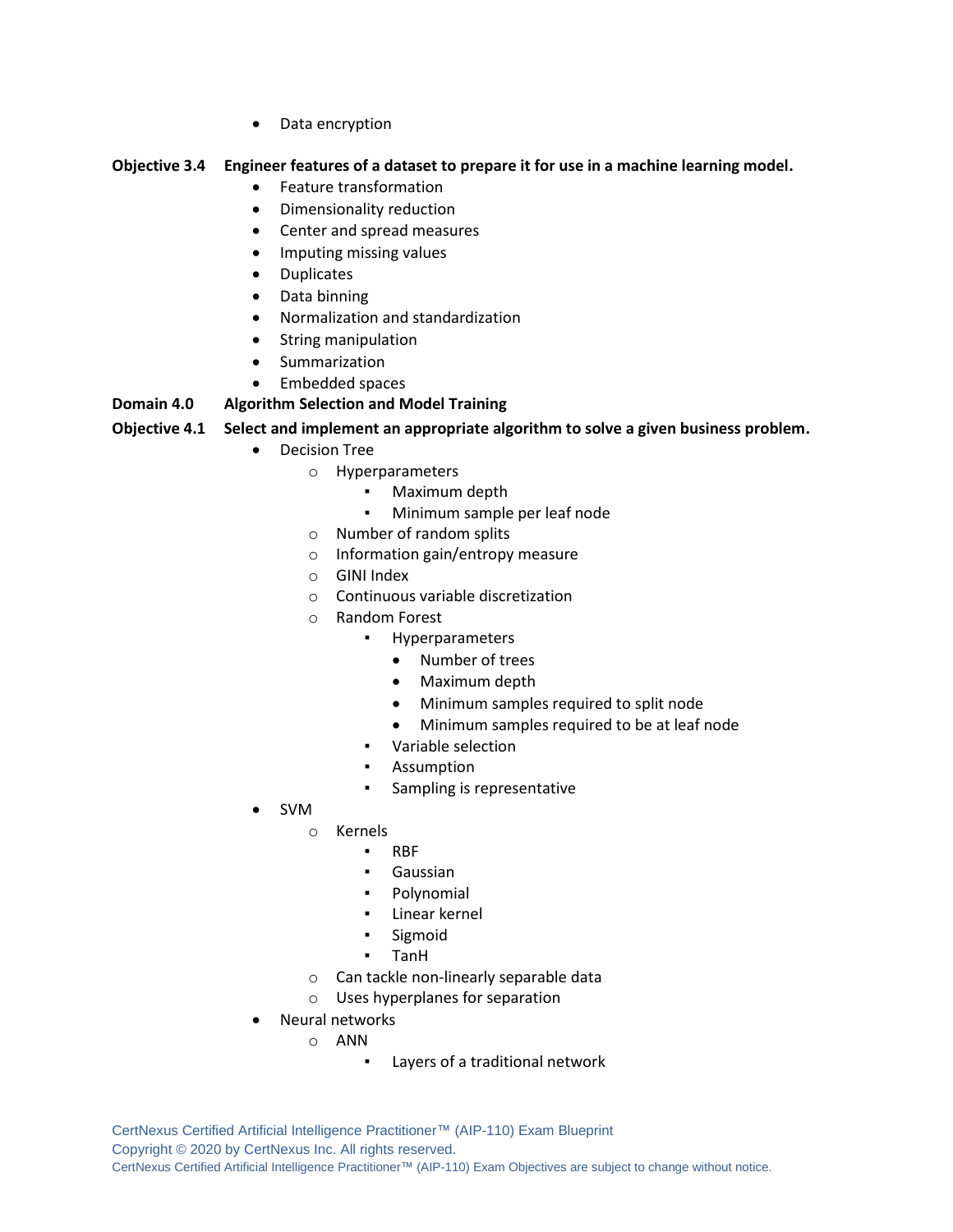- Data encryption

**Objective 3.4 Engineer features of a dataset to prepare it for use in a machine learning model.**

- Feature transformation
- Dimensionality reduction
- Center and spread measures
- Imputing missing values
- Duplicates
- Data binning
- Normalization and standardization
- String manipulation
- Summarization
- Embedded spaces

**Domain 4.0 Algorithm Selection and Model Training**

**Objective 4.1 Select and implement an appropriate algorithm to solve a given business problem.**

- Decision Tree
    - Hyperparameters
        - Maximum depth
        - Minimum sample per leaf node
    - Number of random splits
    - Information gain/entropy measure
    - GINI Index
    - Continuous variable discretization
    - Random Forest
        - Hyperparameters
            - Number of trees
            - Maximum depth
            - Minimum samples required to split node
            - Minimum samples required to be at leaf node
        - Variable selection
        - Assumption
        - Sampling is representative
- SVM
    - Kernels
        - RBF
        - Gaussian
        - Polynomial
        - Linear kernel
        - Sigmoid
        - TanH
    - Can tackle non-linearly separable data
    - Uses hyperplanes for separation
- Neural networks
    - ANN
        - Layers of a traditional network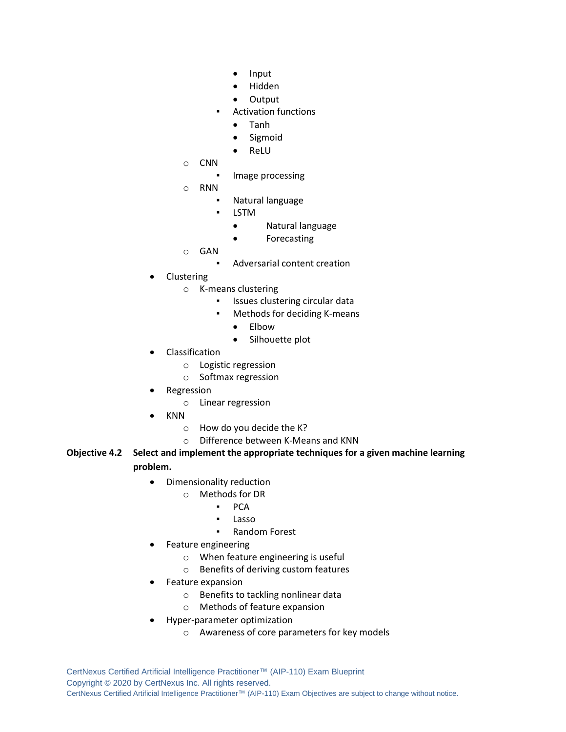- Input
            - Hidden
            - Output
        - Activation functions
            - Tanh
            - Sigmoid
            - ReLU
    - CNN
        - Image processing
    - RNN
        - Natural language
        - LSTM
            - Natural language
            - Forecasting
    - GAN
        - Adversarial content creation
- Clustering
    - K-means clustering
        - Issues clustering circular data
        - Methods for deciding K-means
            - Elbow
            - Silhouette plot
- Classification
    - Logistic regression
    - Softmax regression
- Regression
    - Linear regression
- KNN
    - How do you decide the K?
    - Difference between K-Means and KNN

**Objective 4.2 Select and implement the appropriate techniques for a given machine learning problem.**

- Dimensionality reduction
    - Methods for DR
        - PCA
        - Lasso
        - Random Forest
- Feature engineering
    - When feature engineering is useful
    - Benefits of deriving custom features
- Feature expansion
    - Benefits to tackling nonlinear data
    - Methods of feature expansion
- Hyper-parameter optimization
    - Awareness of core parameters for key models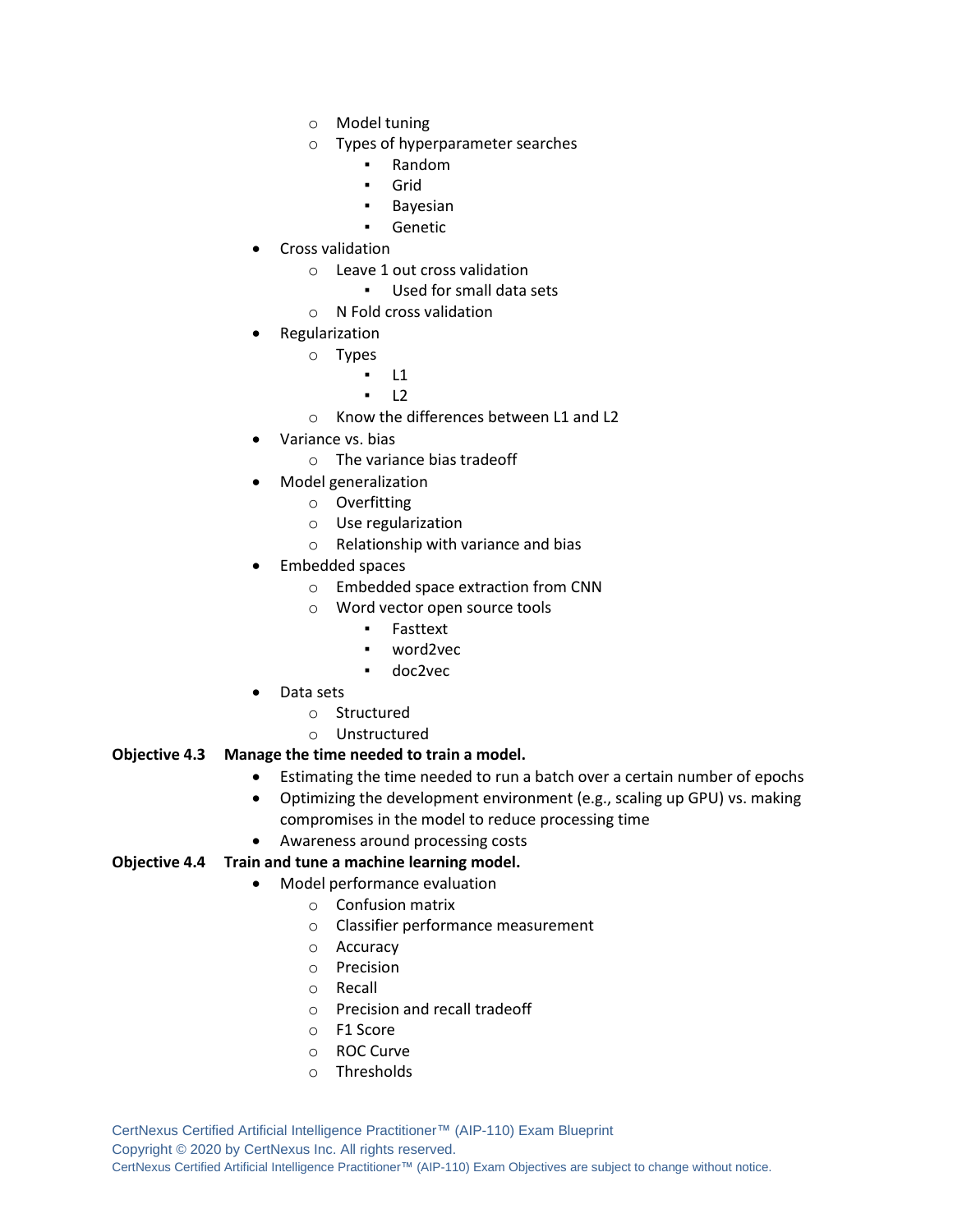- Model tuning
    - Types of hyperparameter searches
        - Random
        - Grid
        - Bayesian
        - Genetic
- Cross validation
    - Leave 1 out cross validation
        - Used for small data sets
    - N Fold cross validation
- Regularization
    - Types
        - L1
        - L2
    - Know the differences between L1 and L2
- Variance vs. bias
    - The variance bias tradeoff
- Model generalization
    - Overfitting
    - Use regularization
    - Relationship with variance and bias
- Embedded spaces
    - Embedded space extraction from CNN
    - Word vector open source tools
        - Fasttext
        - word2vec
        - doc2vec
- Data sets
    - Structured
    - Unstructured

**Objective 4.3 Manage the time needed to train a model.**

- Estimating the time needed to run a batch over a certain number of epochs
- Optimizing the development environment (e.g., scaling up GPU) vs. making compromises in the model to reduce processing time
- Awareness around processing costs

**Objective 4.4 Train and tune a machine learning model.**

- Model performance evaluation
    - Confusion matrix
    - Classifier performance measurement
    - Accuracy
    - Precision
    - Recall
    - Precision and recall tradeoff
    - F1 Score
    - ROC Curve
    - Thresholds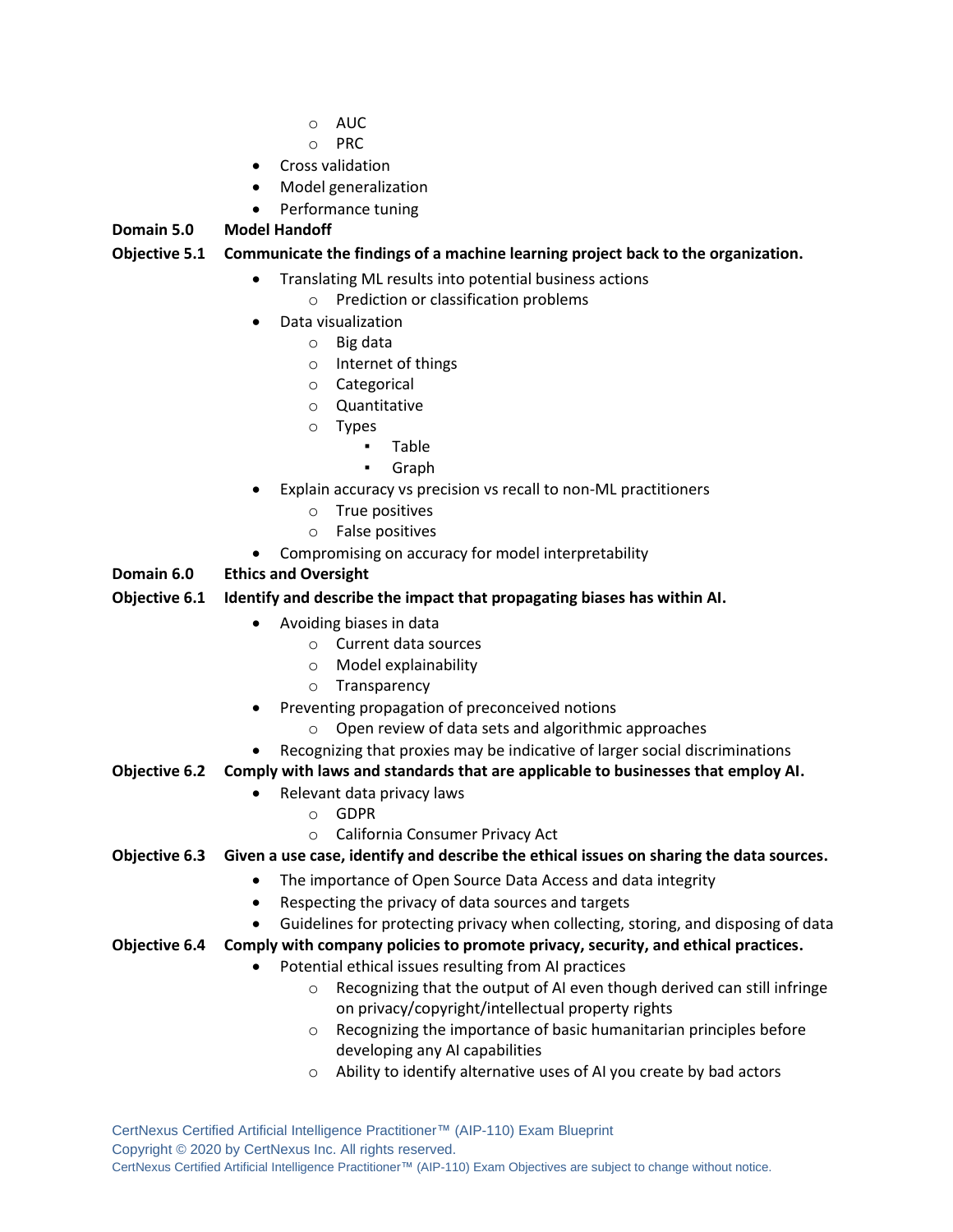- AUC
    - PRC
- Cross validation
- Model generalization
- Performance tuning

**Domain 5.0 Model Handoff**

**Objective 5.1 Communicate the findings of a machine learning project back to the organization.**

- Translating ML results into potential business actions
    - Prediction or classification problems
- Data visualization
    - Big data
    - Internet of things
    - Categorical
    - Quantitative
    - Types
        - Table
        - Graph
- Explain accuracy vs precision vs recall to non-ML practitioners
    - True positives
    - False positives
- Compromising on accuracy for model interpretability

**Domain 6.0 Ethics and Oversight**

**Objective 6.1 Identify and describe the impact that propagating biases has within AI.**

- Avoiding biases in data
    - Current data sources
    - Model explainability
    - Transparency
- Preventing propagation of preconceived notions
    - Open review of data sets and algorithmic approaches
- Recognizing that proxies may be indicative of larger social discriminations

**Objective 6.2 Comply with laws and standards that are applicable to businesses that employ AI.**

- Relevant data privacy laws
    - GDPR
    - California Consumer Privacy Act

**Objective 6.3 Given a use case, identify and describe the ethical issues on sharing the data sources.**

- The importance of Open Source Data Access and data integrity
- Respecting the privacy of data sources and targets
- Guidelines for protecting privacy when collecting, storing, and disposing of data

**Objective 6.4 Comply with company policies to promote privacy, security, and ethical practices.**

- Potential ethical issues resulting from AI practices
    - Recognizing that the output of AI even though derived can still infringe on privacy/copyright/intellectual property rights
    - Recognizing the importance of basic humanitarian principles before developing any AI capabilities
    - Ability to identify alternative uses of AI you create by bad actors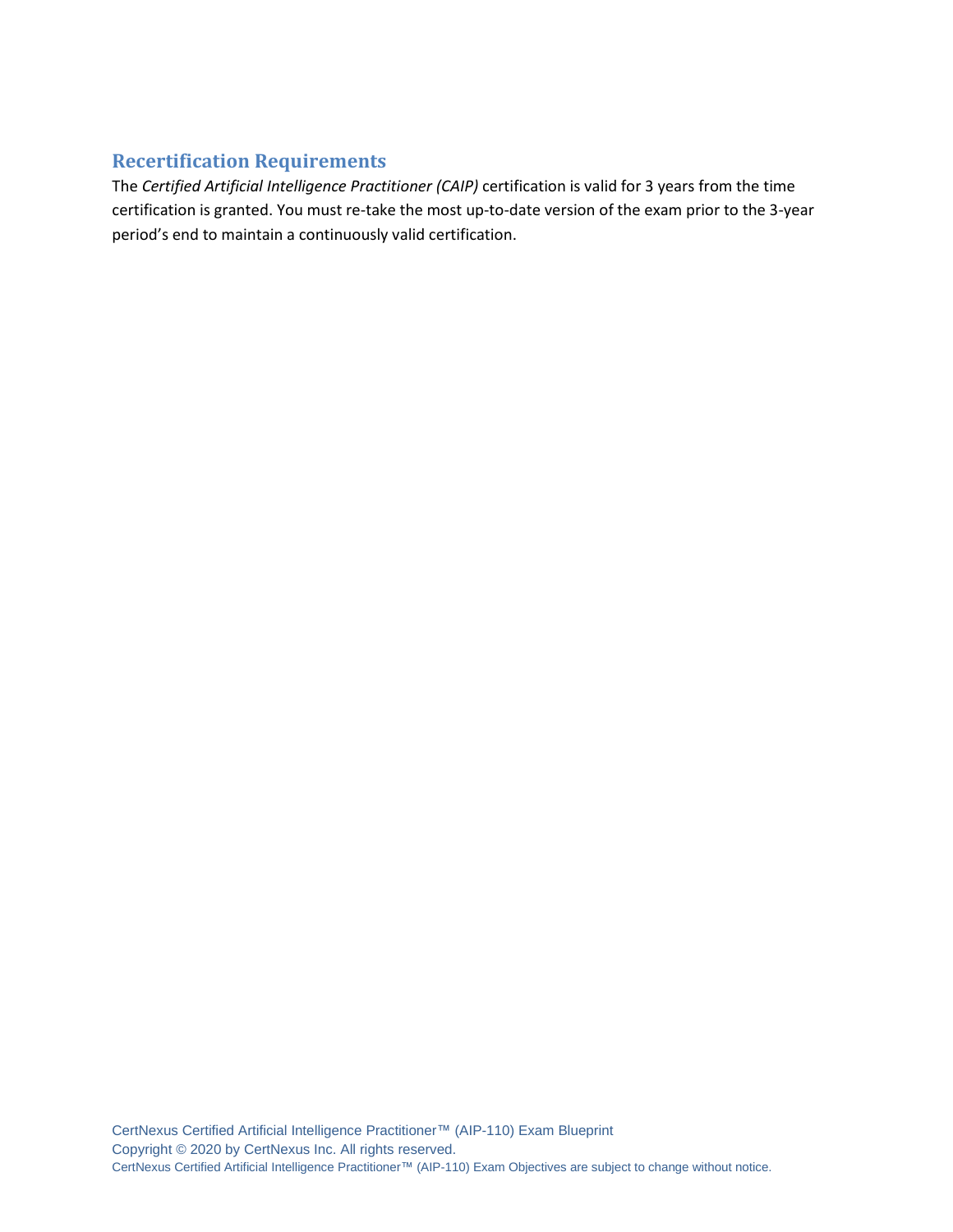## Recertification Requirements

The *Certified Artificial Intelligence Practitioner (CAIP)* certification is valid for 3 years from the time certification is granted. You must re-take the most up-to-date version of the exam prior to the 3-year period's end to maintain a continuously valid certification.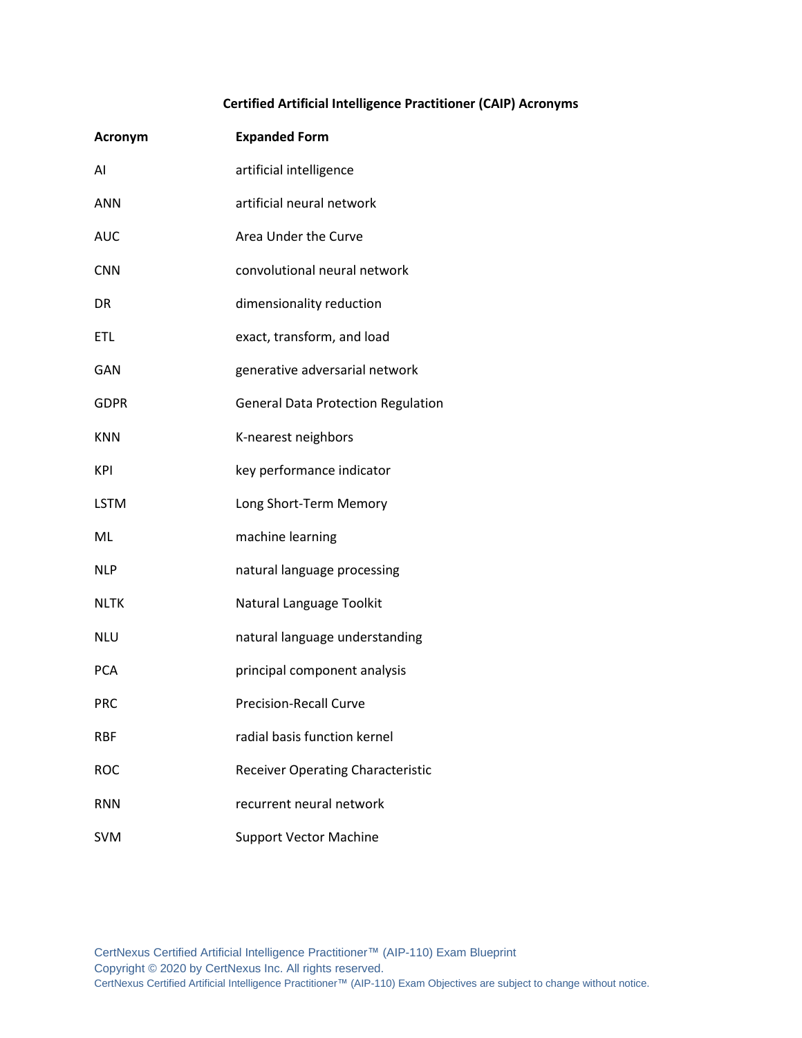**Certified Artificial Intelligence Practitioner (CAIP) Acronyms**

| Acronym | Expanded Form |
|---|---|
| AI | artificial intelligence |
| ANN | artificial neural network |
| AUC | Area Under the Curve |
| CNN | convolutional neural network |
| DR | dimensionality reduction |
| ETL | exact, transform, and load |
| GAN | generative adversarial network |
| GDPR | General Data Protection Regulation |
| KNN | K-nearest neighbors |
| KPI | key performance indicator |
| LSTM | Long Short-Term Memory |
| ML | machine learning |
| NLP | natural language processing |
| NLTK | Natural Language Toolkit |
| NLU | natural language understanding |
| PCA | principal component analysis |
| PRC | Precision-Recall Curve |
| RBF | radial basis function kernel |
| ROC | Receiver Operating Characteristic |
| RNN | recurrent neural network |
| SVM | Support Vector Machine |